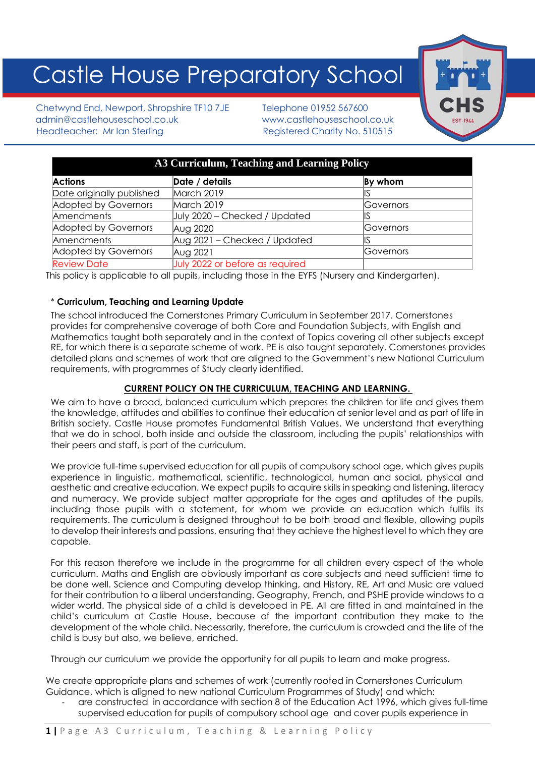# Castle House Preparatory School

Chetwynd End, Newport, Shropshire TF10 7JE
admin@castlehouseschool.co.uk
Headteacher: Mr Ian Sterling

Telephone 01952 567600
www.castlehouseschool.co.uk
Registered Charity No. 510515

| A3 Curriculum, Teaching and Learning Policy | | |
|---|---|---|
| **Actions** | **Date / details** | **By whom** |
| Date originally published | March 2019 | IS |
| Adopted by Governors | March 2019 | Governors |
| Amendments | July 2020 – Checked / Updated | IS |
| Adopted by Governors | Aug 2020 | Governors |
| Amendments | Aug 2021 – Checked / Updated | IS |
| Adopted by Governors | Aug 2021 | Governors |
| Review Date | July 2022 or before as required | |

This policy is applicable to all pupils, including those in the EYFS (Nursery and Kindergarten).

\* **Curriculum, Teaching and Learning Update**

The school introduced the Cornerstones Primary Curriculum in September 2017. Cornerstones provides for comprehensive coverage of both Core and Foundation Subjects, with English and Mathematics taught both separately and in the context of Topics covering all other subjects except RE, for which there is a separate scheme of work. PE is also taught separately. Cornerstones provides detailed plans and schemes of work that are aligned to the Government's new National Curriculum requirements, with programmes of Study clearly identified.

**CURRENT POLICY ON THE CURRICULUM, TEACHING AND LEARNING.**

We aim to have a broad, balanced curriculum which prepares the children for life and gives them the knowledge, attitudes and abilities to continue their education at senior level and as part of life in British society. Castle House promotes Fundamental British Values. We understand that everything that we do in school, both inside and outside the classroom, including the pupils' relationships with their peers and staff, is part of the curriculum.

We provide full-time supervised education for all pupils of compulsory school age, which gives pupils experience in linguistic, mathematical, scientific, technological, human and social, physical and aesthetic and creative education. We expect pupils to acquire skills in speaking and listening, literacy and numeracy. We provide subject matter appropriate for the ages and aptitudes of the pupils, including those pupils with a statement, for whom we provide an education which fulfils its requirements. The curriculum is designed throughout to be both broad and flexible, allowing pupils to develop their interests and passions, ensuring that they achieve the highest level to which they are capable.

For this reason therefore we include in the programme for all children every aspect of the whole curriculum. Maths and English are obviously important as core subjects and need sufficient time to be done well. Science and Computing develop thinking, and History, RE, Art and Music are valued for their contribution to a liberal understanding. Geography, French, and PSHE provide windows to a wider world. The physical side of a child is developed in PE. All are fitted in and maintained in the child's curriculum at Castle House, because of the important contribution they make to the development of the whole child. Necessarily, therefore, the curriculum is crowded and the life of the child is busy but also, we believe, enriched.

Through our curriculum we provide the opportunity for all pupils to learn and make progress.

We create appropriate plans and schemes of work (currently rooted in Cornerstones Curriculum Guidance, which is aligned to new national Curriculum Programmes of Study) and which:

- are constructed in accordance with section 8 of the Education Act 1996, which gives full-time supervised education for pupils of compulsory school age and cover pupils experience in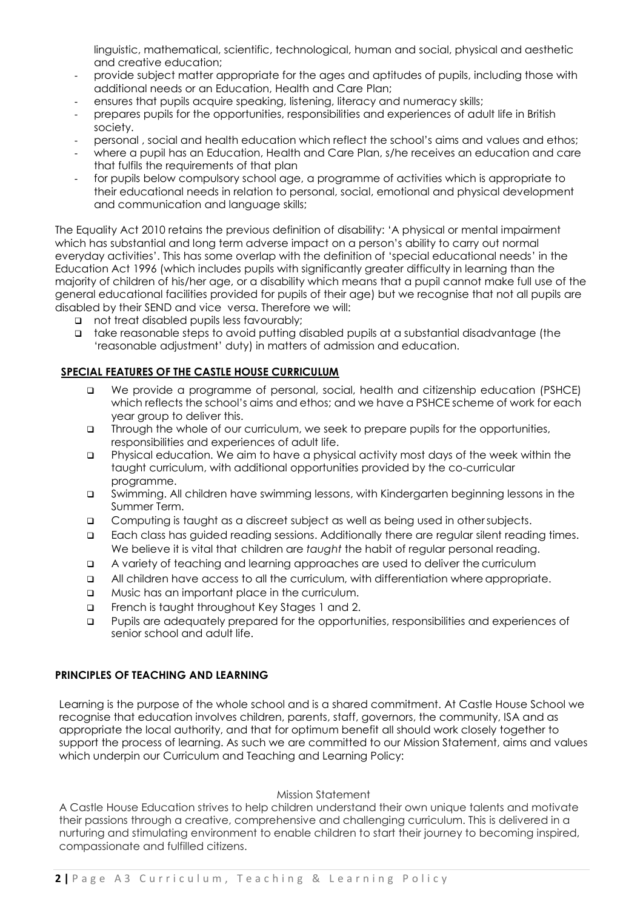linguistic, mathematical, scientific, technological, human and social, physical and aesthetic and creative education;

- provide subject matter appropriate for the ages and aptitudes of pupils, including those with additional needs or an Education, Health and Care Plan;
- ensures that pupils acquire speaking, listening, literacy and numeracy skills;
- prepares pupils for the opportunities, responsibilities and experiences of adult life in British society.
- personal , social and health education which reflect the school's aims and values and ethos;
- where a pupil has an Education, Health and Care Plan, s/he receives an education and care that fulfils the requirements of that plan
- for pupils below compulsory school age, a programme of activities which is appropriate to their educational needs in relation to personal, social, emotional and physical development and communication and language skills;

The Equality Act 2010 retains the previous definition of disability: 'A physical or mental impairment which has substantial and long term adverse impact on a person's ability to carry out normal everyday activities'. This has some overlap with the definition of 'special educational needs' in the Education Act 1996 (which includes pupils with significantly greater difficulty in learning than the majority of children of his/her age, or a disability which means that a pupil cannot make full use of the general educational facilities provided for pupils of their age) but we recognise that not all pupils are disabled by their SEND and vice versa. Therefore we will:

- not treat disabled pupils less favourably;
- take reasonable steps to avoid putting disabled pupils at a substantial disadvantage (the 'reasonable adjustment' duty) in matters of admission and education.

## SPECIAL FEATURES OF THE CASTLE HOUSE CURRICULUM

- We provide a programme of personal, social, health and citizenship education (PSHCE) which reflects the school's aims and ethos; and we have a PSHCE scheme of work for each year group to deliver this.
- Through the whole of our curriculum, we seek to prepare pupils for the opportunities, responsibilities and experiences of adult life.
- Physical education. We aim to have a physical activity most days of the week within the taught curriculum, with additional opportunities provided by the co-curricular programme.
- Swimming. All children have swimming lessons, with Kindergarten beginning lessons in the Summer Term.
- Computing is taught as a discreet subject as well as being used in other subjects.
- Each class has guided reading sessions. Additionally there are regular silent reading times. We believe it is vital that children are *taught* the habit of regular personal reading.
- A variety of teaching and learning approaches are used to deliver the curriculum
- All children have access to all the curriculum, with differentiation where appropriate.
- Music has an important place in the curriculum.
- French is taught throughout Key Stages 1 and 2.
- Pupils are adequately prepared for the opportunities, responsibilities and experiences of senior school and adult life.

## PRINCIPLES OF TEACHING AND LEARNING

Learning is the purpose of the whole school and is a shared commitment. At Castle House School we recognise that education involves children, parents, staff, governors, the community, ISA and as appropriate the local authority, and that for optimum benefit all should work closely together to support the process of learning. As such we are committed to our Mission Statement, aims and values which underpin our Curriculum and Teaching and Learning Policy:

Mission Statement

A Castle House Education strives to help children understand their own unique talents and motivate their passions through a creative, comprehensive and challenging curriculum. This is delivered in a nurturing and stimulating environment to enable children to start their journey to becoming inspired, compassionate and fulfilled citizens.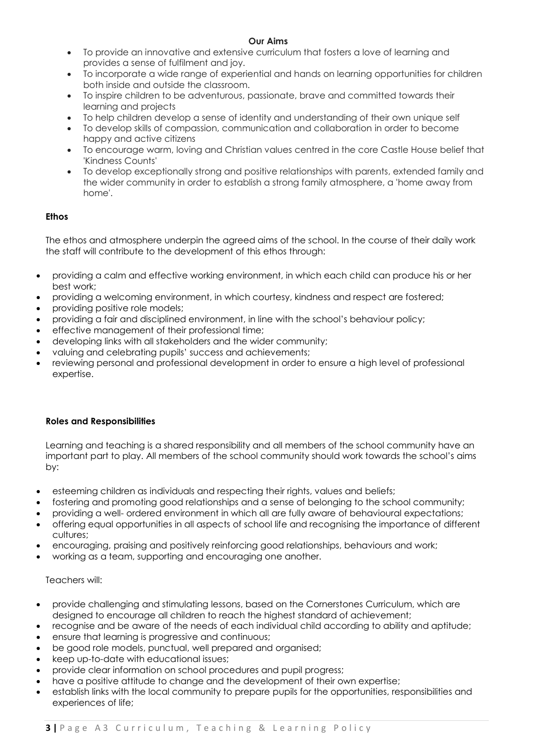**Our Aims**

- To provide an innovative and extensive curriculum that fosters a love of learning and provides a sense of fulfilment and joy.
- To incorporate a wide range of experiential and hands on learning opportunities for children both inside and outside the classroom.
- To inspire children to be adventurous, passionate, brave and committed towards their learning and projects
- To help children develop a sense of identity and understanding of their own unique self
- To develop skills of compassion, communication and collaboration in order to become happy and active citizens
- To encourage warm, loving and Christian values centred in the core Castle House belief that 'Kindness Counts'
- To develop exceptionally strong and positive relationships with parents, extended family and the wider community in order to establish a strong family atmosphere, a 'home away from home'.

**Ethos**

The ethos and atmosphere underpin the agreed aims of the school. In the course of their daily work the staff will contribute to the development of this ethos through:

- providing a calm and effective working environment, in which each child can produce his or her best work;
- providing a welcoming environment, in which courtesy, kindness and respect are fostered;
- providing positive role models;
- providing a fair and disciplined environment, in line with the school's behaviour policy;
- effective management of their professional time;
- developing links with all stakeholders and the wider community;
- valuing and celebrating pupils' success and achievements;
- reviewing personal and professional development in order to ensure a high level of professional expertise.

**Roles and Responsibilities**

Learning and teaching is a shared responsibility and all members of the school community have an important part to play. All members of the school community should work towards the school's aims by:

- esteeming children as individuals and respecting their rights, values and beliefs;
- fostering and promoting good relationships and a sense of belonging to the school community;
- providing a well- ordered environment in which all are fully aware of behavioural expectations;
- offering equal opportunities in all aspects of school life and recognising the importance of different cultures;
- encouraging, praising and positively reinforcing good relationships, behaviours and work;
- working as a team, supporting and encouraging one another.

Teachers will:

- provide challenging and stimulating lessons, based on the Cornerstones Curriculum, which are designed to encourage all children to reach the highest standard of achievement;
- recognise and be aware of the needs of each individual child according to ability and aptitude;
- ensure that learning is progressive and continuous;
- be good role models, punctual, well prepared and organised;
- keep up-to-date with educational issues;
- provide clear information on school procedures and pupil progress;
- have a positive attitude to change and the development of their own expertise;
- establish links with the local community to prepare pupils for the opportunities, responsibilities and experiences of life;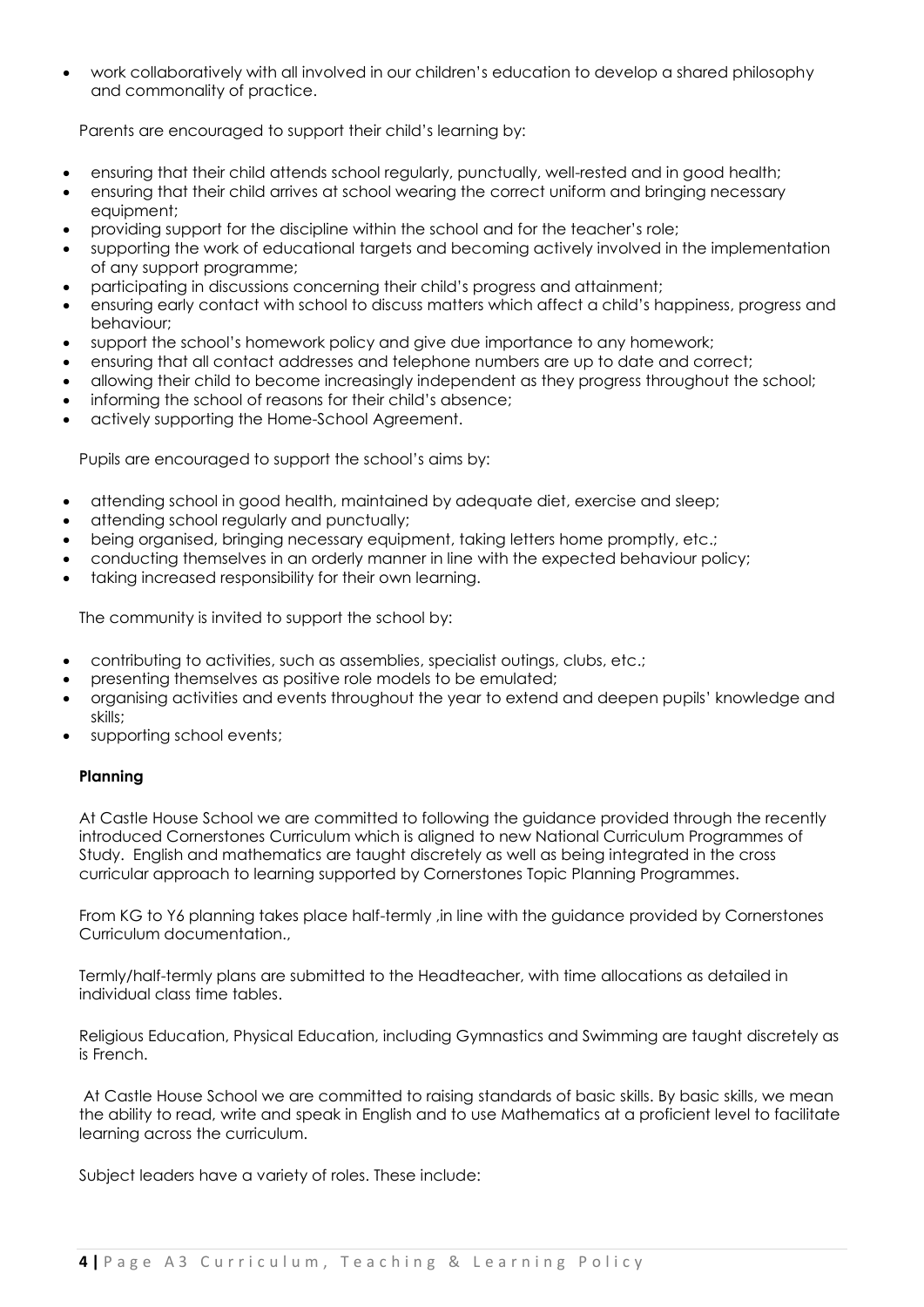- work collaboratively with all involved in our children's education to develop a shared philosophy and commonality of practice.

Parents are encouraged to support their child's learning by:

- ensuring that their child attends school regularly, punctually, well-rested and in good health;
- ensuring that their child arrives at school wearing the correct uniform and bringing necessary equipment;
- providing support for the discipline within the school and for the teacher's role;
- supporting the work of educational targets and becoming actively involved in the implementation of any support programme;
- participating in discussions concerning their child's progress and attainment;
- ensuring early contact with school to discuss matters which affect a child's happiness, progress and behaviour;
- support the school's homework policy and give due importance to any homework;
- ensuring that all contact addresses and telephone numbers are up to date and correct;
- allowing their child to become increasingly independent as they progress throughout the school;
- informing the school of reasons for their child's absence;
- actively supporting the Home-School Agreement.

Pupils are encouraged to support the school's aims by:

- attending school in good health, maintained by adequate diet, exercise and sleep;
- attending school regularly and punctually;
- being organised, bringing necessary equipment, taking letters home promptly, etc.;
- conducting themselves in an orderly manner in line with the expected behaviour policy;
- taking increased responsibility for their own learning.

The community is invited to support the school by:

- contributing to activities, such as assemblies, specialist outings, clubs, etc.;
- presenting themselves as positive role models to be emulated;
- organising activities and events throughout the year to extend and deepen pupils' knowledge and skills;
- supporting school events;

**Planning**

At Castle House School we are committed to following the guidance provided through the recently introduced Cornerstones Curriculum which is aligned to new National Curriculum Programmes of Study. English and mathematics are taught discretely as well as being integrated in the cross curricular approach to learning supported by Cornerstones Topic Planning Programmes.

From KG to Y6 planning takes place half-termly ,in line with the guidance provided by Cornerstones Curriculum documentation.,

Termly/half-termly plans are submitted to the Headteacher, with time allocations as detailed in individual class time tables.

Religious Education, Physical Education, including Gymnastics and Swimming are taught discretely as is French.

At Castle House School we are committed to raising standards of basic skills. By basic skills, we mean the ability to read, write and speak in English and to use Mathematics at a proficient level to facilitate learning across the curriculum.

Subject leaders have a variety of roles. These include: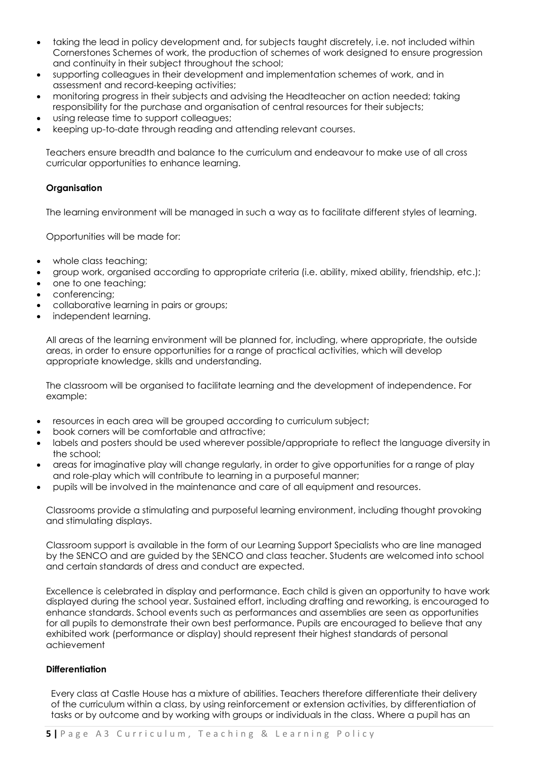- taking the lead in policy development and, for subjects taught discretely, i.e. not included within Cornerstones Schemes of work, the production of schemes of work designed to ensure progression and continuity in their subject throughout the school;
- supporting colleagues in their development and implementation schemes of work, and in assessment and record-keeping activities;
- monitoring progress in their subjects and advising the Headteacher on action needed; taking responsibility for the purchase and organisation of central resources for their subjects;
- using release time to support colleagues;
- keeping up-to-date through reading and attending relevant courses.

Teachers ensure breadth and balance to the curriculum and endeavour to make use of all cross curricular opportunities to enhance learning.

**Organisation**

The learning environment will be managed in such a way as to facilitate different styles of learning.

Opportunities will be made for:

- whole class teaching;
- group work, organised according to appropriate criteria (i.e. ability, mixed ability, friendship, etc.);
- one to one teaching;
- conferencing;
- collaborative learning in pairs or groups;
- independent learning.

All areas of the learning environment will be planned for, including, where appropriate, the outside areas, in order to ensure opportunities for a range of practical activities, which will develop appropriate knowledge, skills and understanding.

The classroom will be organised to facilitate learning and the development of independence. For example:

- resources in each area will be grouped according to curriculum subject;
- book corners will be comfortable and attractive;
- labels and posters should be used wherever possible/appropriate to reflect the language diversity in the school;
- areas for imaginative play will change regularly, in order to give opportunities for a range of play and role-play which will contribute to learning in a purposeful manner;
- pupils will be involved in the maintenance and care of all equipment and resources.

Classrooms provide a stimulating and purposeful learning environment, including thought provoking and stimulating displays.

Classroom support is available in the form of our Learning Support Specialists who are line managed by the SENCO and are guided by the SENCO and class teacher. Students are welcomed into school and certain standards of dress and conduct are expected.

Excellence is celebrated in display and performance. Each child is given an opportunity to have work displayed during the school year. Sustained effort, including drafting and reworking, is encouraged to enhance standards. School events such as performances and assemblies are seen as opportunities for all pupils to demonstrate their own best performance. Pupils are encouraged to believe that any exhibited work (performance or display) should represent their highest standards of personal achievement

**Differentiation**

Every class at Castle House has a mixture of abilities. Teachers therefore differentiate their delivery of the curriculum within a class, by using reinforcement or extension activities, by differentiation of tasks or by outcome and by working with groups or individuals in the class. Where a pupil has an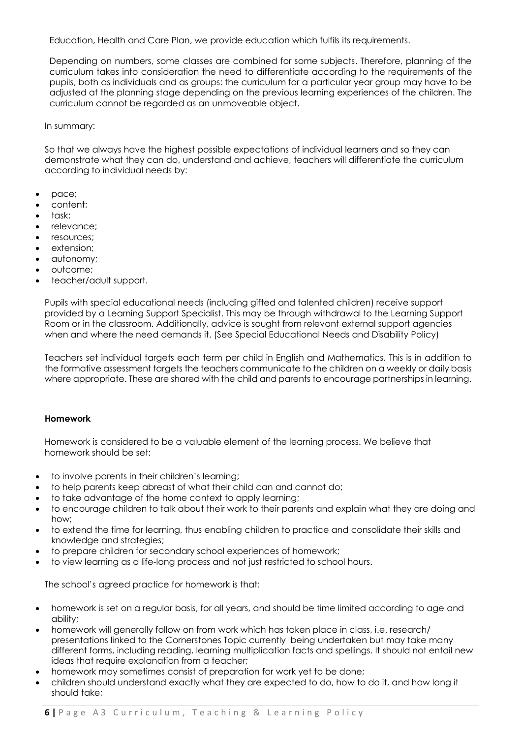Education, Health and Care Plan, we provide education which fulfils its requirements.

Depending on numbers, some classes are combined for some subjects. Therefore, planning of the curriculum takes into consideration the need to differentiate according to the requirements of the pupils, both as individuals and as groups: the curriculum for a particular year group may have to be adjusted at the planning stage depending on the previous learning experiences of the children. The curriculum cannot be regarded as an unmoveable object.

In summary:

So that we always have the highest possible expectations of individual learners and so they can demonstrate what they can do, understand and achieve, teachers will differentiate the curriculum according to individual needs by:

- pace;
- content;
- task;
- relevance;
- resources;
- extension;
- autonomy;
- outcome;
- teacher/adult support.

Pupils with special educational needs (including gifted and talented children) receive support provided by a Learning Support Specialist. This may be through withdrawal to the Learning Support Room or in the classroom. Additionally, advice is sought from relevant external support agencies when and where the need demands it. (See Special Educational Needs and Disability Policy)

Teachers set individual targets each term per child in English and Mathematics. This is in addition to the formative assessment targets the teachers communicate to the children on a weekly or daily basis where appropriate. These are shared with the child and parents to encourage partnerships in learning.

**Homework**

Homework is considered to be a valuable element of the learning process. We believe that homework should be set:

- to involve parents in their children's learning;
- to help parents keep abreast of what their child can and cannot do;
- to take advantage of the home context to apply learning;
- to encourage children to talk about their work to their parents and explain what they are doing and how;
- to extend the time for learning, thus enabling children to practice and consolidate their skills and knowledge and strategies;
- to prepare children for secondary school experiences of homework;
- to view learning as a life-long process and not just restricted to school hours.

The school's agreed practice for homework is that:

- homework is set on a regular basis, for all years, and should be time limited according to age and ability;
- homework will generally follow on from work which has taken place in class, i.e. research/ presentations linked to the Cornerstones Topic currently being undertaken but may take many different forms, including reading, learning multiplication facts and spellings. It should not entail new ideas that require explanation from a teacher;
- homework may sometimes consist of preparation for work yet to be done;
- children should understand exactly what they are expected to do, how to do it, and how long it should take;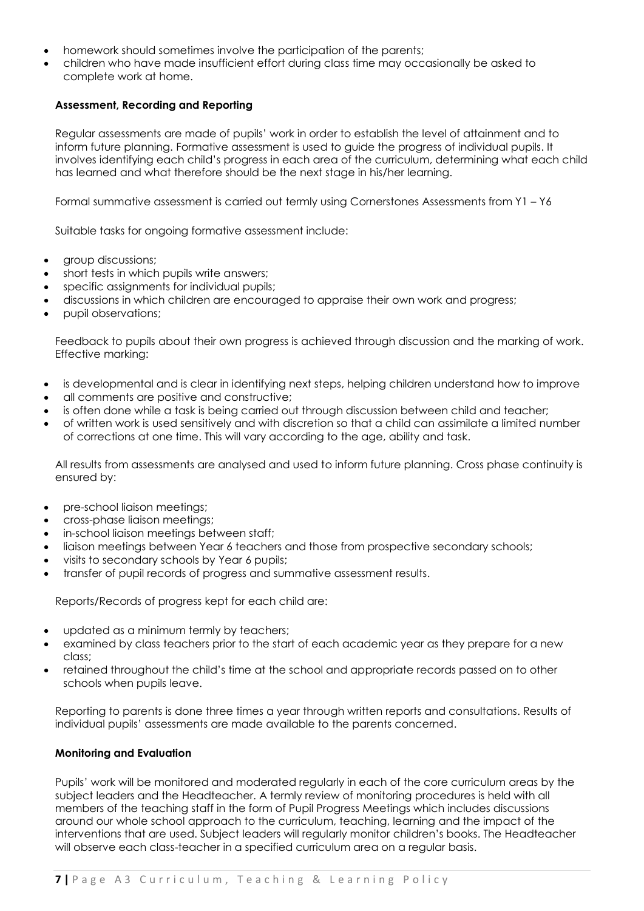- homework should sometimes involve the participation of the parents;
- children who have made insufficient effort during class time may occasionally be asked to complete work at home.

**Assessment, Recording and Reporting**

Regular assessments are made of pupils' work in order to establish the level of attainment and to inform future planning. Formative assessment is used to guide the progress of individual pupils. It involves identifying each child's progress in each area of the curriculum, determining what each child has learned and what therefore should be the next stage in his/her learning.

Formal summative assessment is carried out termly using Cornerstones Assessments from Y1 – Y6

Suitable tasks for ongoing formative assessment include:

- group discussions;
- short tests in which pupils write answers;
- specific assignments for individual pupils;
- discussions in which children are encouraged to appraise their own work and progress;
- pupil observations;

Feedback to pupils about their own progress is achieved through discussion and the marking of work. Effective marking:

- is developmental and is clear in identifying next steps, helping children understand how to improve
- all comments are positive and constructive;
- is often done while a task is being carried out through discussion between child and teacher;
- of written work is used sensitively and with discretion so that a child can assimilate a limited number of corrections at one time. This will vary according to the age, ability and task.

All results from assessments are analysed and used to inform future planning. Cross phase continuity is ensured by:

- pre-school liaison meetings;
- cross-phase liaison meetings;
- in-school liaison meetings between staff;
- liaison meetings between Year 6 teachers and those from prospective secondary schools;
- visits to secondary schools by Year 6 pupils;
- transfer of pupil records of progress and summative assessment results.

Reports/Records of progress kept for each child are:

- updated as a minimum termly by teachers;
- examined by class teachers prior to the start of each academic year as they prepare for a new class;
- retained throughout the child's time at the school and appropriate records passed on to other schools when pupils leave.

Reporting to parents is done three times a year through written reports and consultations. Results of individual pupils' assessments are made available to the parents concerned.

**Monitoring and Evaluation**

Pupils' work will be monitored and moderated regularly in each of the core curriculum areas by the subject leaders and the Headteacher. A termly review of monitoring procedures is held with all members of the teaching staff in the form of Pupil Progress Meetings which includes discussions around our whole school approach to the curriculum, teaching, learning and the impact of the interventions that are used. Subject leaders will regularly monitor children's books. The Headteacher will observe each class-teacher in a specified curriculum area on a regular basis.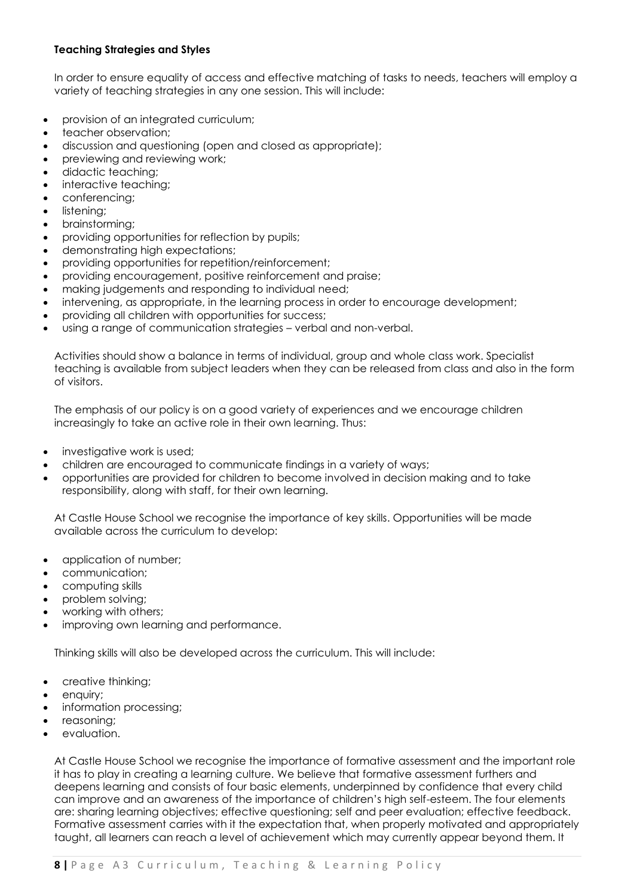**Teaching Strategies and Styles**

In order to ensure equality of access and effective matching of tasks to needs, teachers will employ a variety of teaching strategies in any one session. This will include:

- provision of an integrated curriculum;
- teacher observation;
- discussion and questioning (open and closed as appropriate);
- previewing and reviewing work;
- didactic teaching;
- interactive teaching;
- conferencing;
- listening;
- brainstorming;
- providing opportunities for reflection by pupils;
- demonstrating high expectations;
- providing opportunities for repetition/reinforcement;
- providing encouragement, positive reinforcement and praise;
- making judgements and responding to individual need;
- intervening, as appropriate, in the learning process in order to encourage development;
- providing all children with opportunities for success;
- using a range of communication strategies – verbal and non-verbal.

Activities should show a balance in terms of individual, group and whole class work. Specialist teaching is available from subject leaders when they can be released from class and also in the form of visitors.

The emphasis of our policy is on a good variety of experiences and we encourage children increasingly to take an active role in their own learning. Thus:

- investigative work is used;
- children are encouraged to communicate findings in a variety of ways;
- opportunities are provided for children to become involved in decision making and to take responsibility, along with staff, for their own learning.

At Castle House School we recognise the importance of key skills. Opportunities will be made available across the curriculum to develop:

- application of number;
- communication;
- computing skills
- problem solving;
- working with others;
- improving own learning and performance.

Thinking skills will also be developed across the curriculum. This will include:

- creative thinking;
- enquiry;
- information processing;
- reasoning;
- evaluation.

At Castle House School we recognise the importance of formative assessment and the important role it has to play in creating a learning culture. We believe that formative assessment furthers and deepens learning and consists of four basic elements, underpinned by confidence that every child can improve and an awareness of the importance of children's high self-esteem. The four elements are: sharing learning objectives; effective questioning; self and peer evaluation; effective feedback. Formative assessment carries with it the expectation that, when properly motivated and appropriately taught, all learners can reach a level of achievement which may currently appear beyond them. It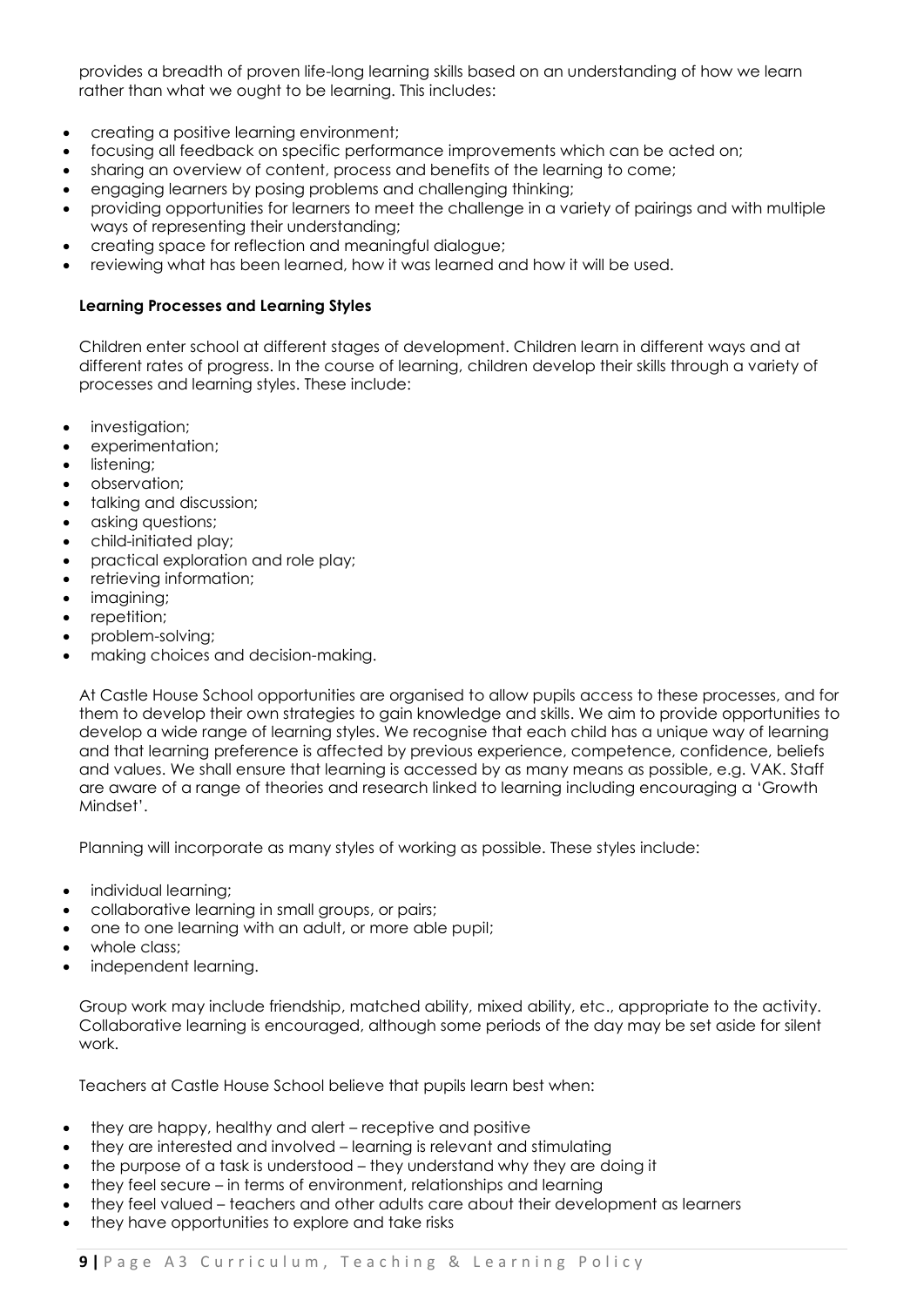provides a breadth of proven life-long learning skills based on an understanding of how we learn rather than what we ought to be learning. This includes:

- creating a positive learning environment;
- focusing all feedback on specific performance improvements which can be acted on;
- sharing an overview of content, process and benefits of the learning to come;
- engaging learners by posing problems and challenging thinking;
- providing opportunities for learners to meet the challenge in a variety of pairings and with multiple ways of representing their understanding;
- creating space for reflection and meaningful dialogue;
- reviewing what has been learned, how it was learned and how it will be used.

**Learning Processes and Learning Styles**

Children enter school at different stages of development. Children learn in different ways and at different rates of progress. In the course of learning, children develop their skills through a variety of processes and learning styles. These include:

- investigation;
- experimentation;
- listening;
- observation;
- talking and discussion;
- asking questions;
- child-initiated play;
- practical exploration and role play;
- retrieving information;
- imagining;
- repetition;
- problem-solving;
- making choices and decision-making.

At Castle House School opportunities are organised to allow pupils access to these processes, and for them to develop their own strategies to gain knowledge and skills. We aim to provide opportunities to develop a wide range of learning styles. We recognise that each child has a unique way of learning and that learning preference is affected by previous experience, competence, confidence, beliefs and values. We shall ensure that learning is accessed by as many means as possible, e.g. VAK. Staff are aware of a range of theories and research linked to learning including encouraging a 'Growth Mindset'.

Planning will incorporate as many styles of working as possible. These styles include:

- individual learning;
- collaborative learning in small groups, or pairs;
- one to one learning with an adult, or more able pupil;
- whole class;
- independent learning.

Group work may include friendship, matched ability, mixed ability, etc., appropriate to the activity. Collaborative learning is encouraged, although some periods of the day may be set aside for silent work.

Teachers at Castle House School believe that pupils learn best when:

- they are happy, healthy and alert – receptive and positive
- they are interested and involved – learning is relevant and stimulating
- the purpose of a task is understood – they understand why they are doing it
- they feel secure – in terms of environment, relationships and learning
- they feel valued – teachers and other adults care about their development as learners
- they have opportunities to explore and take risks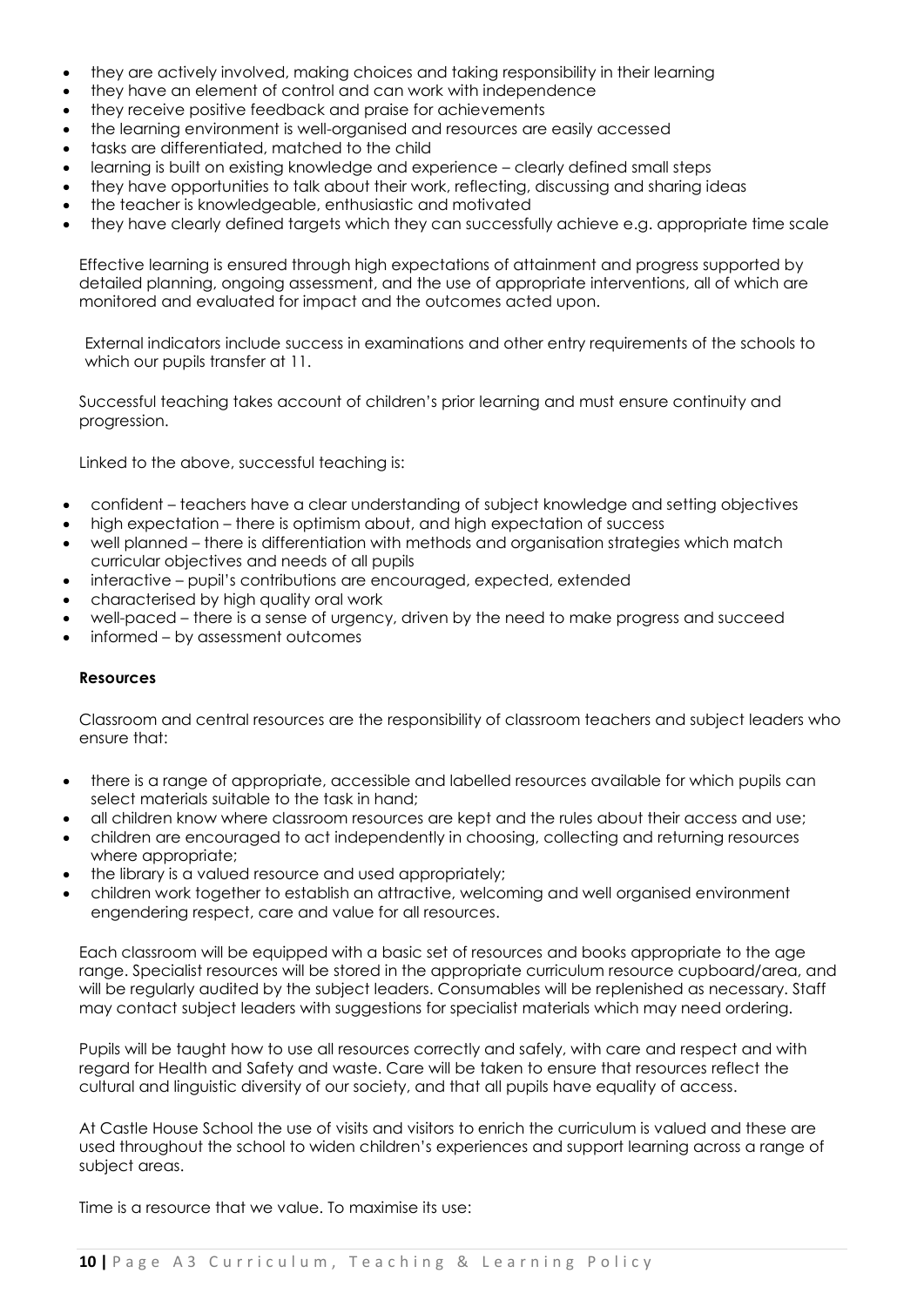- they are actively involved, making choices and taking responsibility in their learning
- they have an element of control and can work with independence
- they receive positive feedback and praise for achievements
- the learning environment is well-organised and resources are easily accessed
- tasks are differentiated, matched to the child
- learning is built on existing knowledge and experience – clearly defined small steps
- they have opportunities to talk about their work, reflecting, discussing and sharing ideas
- the teacher is knowledgeable, enthusiastic and motivated
- they have clearly defined targets which they can successfully achieve e.g. appropriate time scale

Effective learning is ensured through high expectations of attainment and progress supported by detailed planning, ongoing assessment, and the use of appropriate interventions, all of which are monitored and evaluated for impact and the outcomes acted upon.

External indicators include success in examinations and other entry requirements of the schools to which our pupils transfer at 11.

Successful teaching takes account of children's prior learning and must ensure continuity and progression.

Linked to the above, successful teaching is:

- confident – teachers have a clear understanding of subject knowledge and setting objectives
- high expectation – there is optimism about, and high expectation of success
- well planned – there is differentiation with methods and organisation strategies which match curricular objectives and needs of all pupils
- interactive – pupil's contributions are encouraged, expected, extended
- characterised by high quality oral work
- well-paced – there is a sense of urgency, driven by the need to make progress and succeed
- informed – by assessment outcomes

**Resources**

Classroom and central resources are the responsibility of classroom teachers and subject leaders who ensure that:

- there is a range of appropriate, accessible and labelled resources available for which pupils can select materials suitable to the task in hand;
- all children know where classroom resources are kept and the rules about their access and use;
- children are encouraged to act independently in choosing, collecting and returning resources where appropriate;
- the library is a valued resource and used appropriately;
- children work together to establish an attractive, welcoming and well organised environment engendering respect, care and value for all resources.

Each classroom will be equipped with a basic set of resources and books appropriate to the age range. Specialist resources will be stored in the appropriate curriculum resource cupboard/area, and will be regularly audited by the subject leaders. Consumables will be replenished as necessary. Staff may contact subject leaders with suggestions for specialist materials which may need ordering.

Pupils will be taught how to use all resources correctly and safely, with care and respect and with regard for Health and Safety and waste. Care will be taken to ensure that resources reflect the cultural and linguistic diversity of our society, and that all pupils have equality of access.

At Castle House School the use of visits and visitors to enrich the curriculum is valued and these are used throughout the school to widen children's experiences and support learning across a range of subject areas.

Time is a resource that we value. To maximise its use: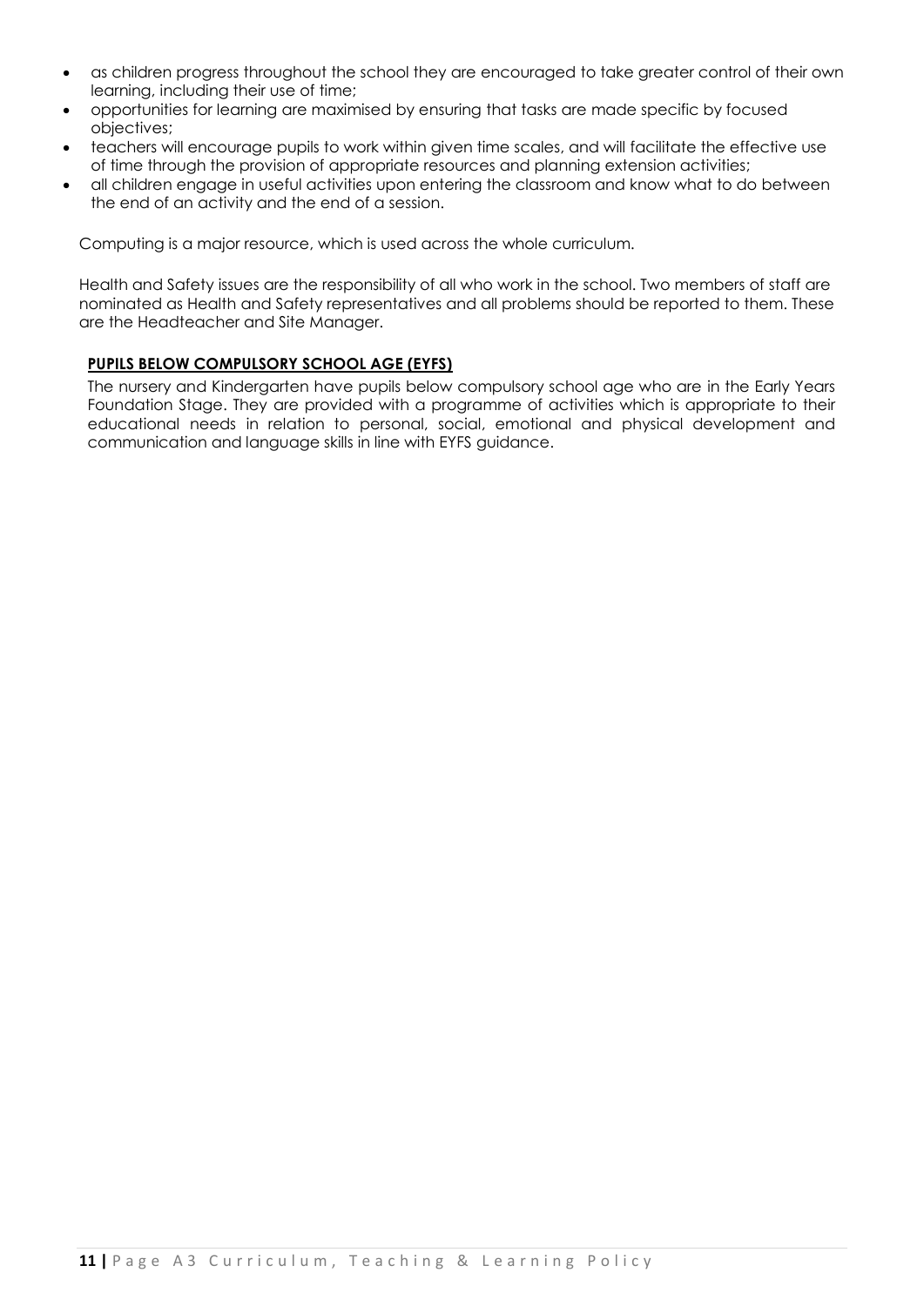- as children progress throughout the school they are encouraged to take greater control of their own learning, including their use of time;
- opportunities for learning are maximised by ensuring that tasks are made specific by focused objectives;
- teachers will encourage pupils to work within given time scales, and will facilitate the effective use of time through the provision of appropriate resources and planning extension activities;
- all children engage in useful activities upon entering the classroom and know what to do between the end of an activity and the end of a session.

Computing is a major resource, which is used across the whole curriculum.

Health and Safety issues are the responsibility of all who work in the school. Two members of staff are nominated as Health and Safety representatives and all problems should be reported to them. These are the Headteacher and Site Manager.

**PUPILS BELOW COMPULSORY SCHOOL AGE (EYFS)**

The nursery and Kindergarten have pupils below compulsory school age who are in the Early Years Foundation Stage. They are provided with a programme of activities which is appropriate to their educational needs in relation to personal, social, emotional and physical development and communication and language skills in line with EYFS guidance.